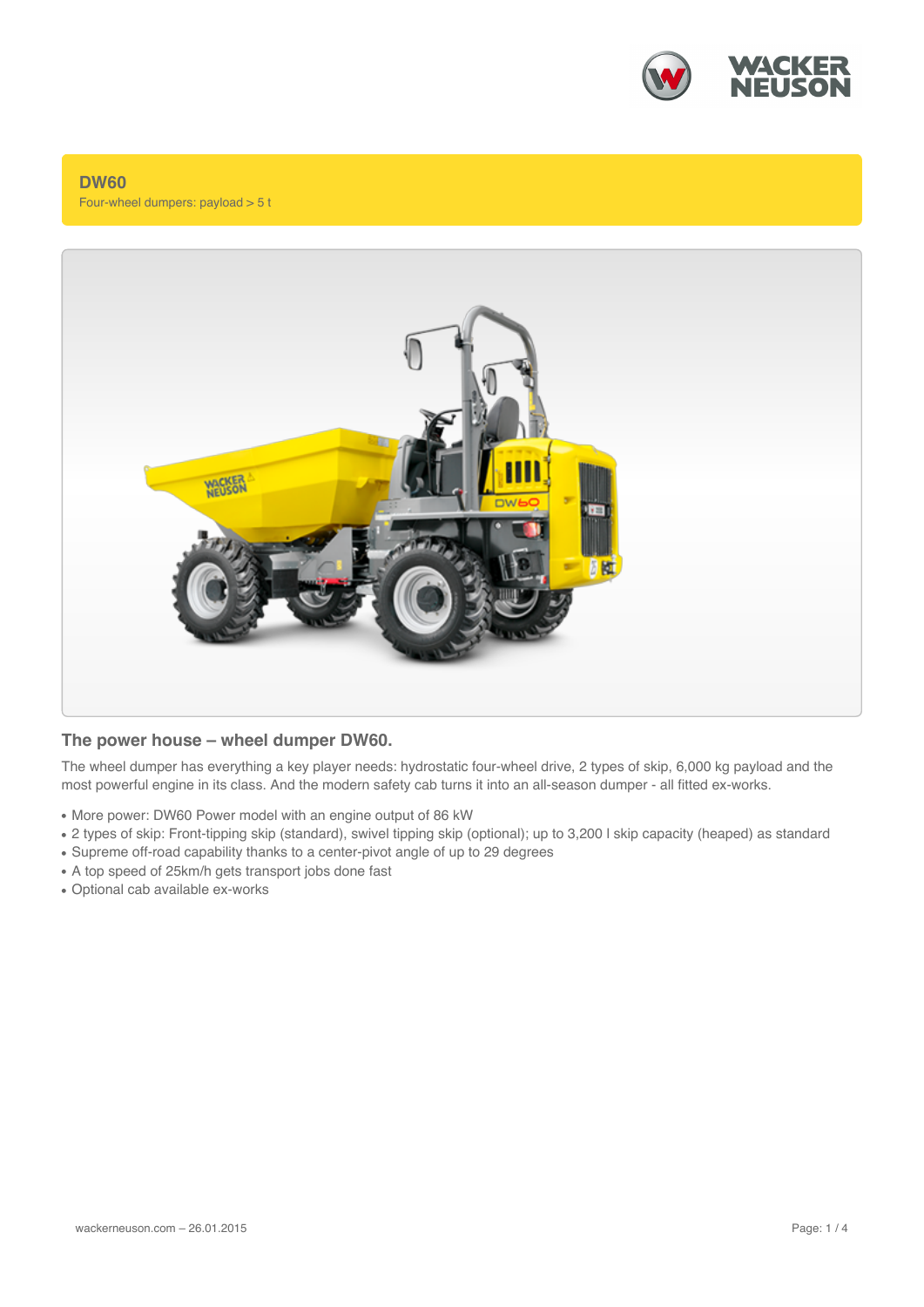# DW60

Four-wheel dumpers: payload > 5 t

## The power house – wheel dumper DW60.

The wheel dumper has everything a key player needs: hydrostatic four-wheel drive, 2 types of skip, 6,000 kg payload and the most powerful engine in its class. And the modern safety cab turns it into an all-season dumper - all fitted ex-works.

- More power: DW60 Power model with an engine output of 86 kW
- 2 types of skip: Front-tipping skip (standard), swivel tipping skip (optional); up to 3,200 l skip capacity (heaped) as standard
- Supreme off-road capability thanks to a center-pivot angle of up to 29 degrees
- A top speed of 25km/h gets transport jobs done fast
- Optional cab available ex-works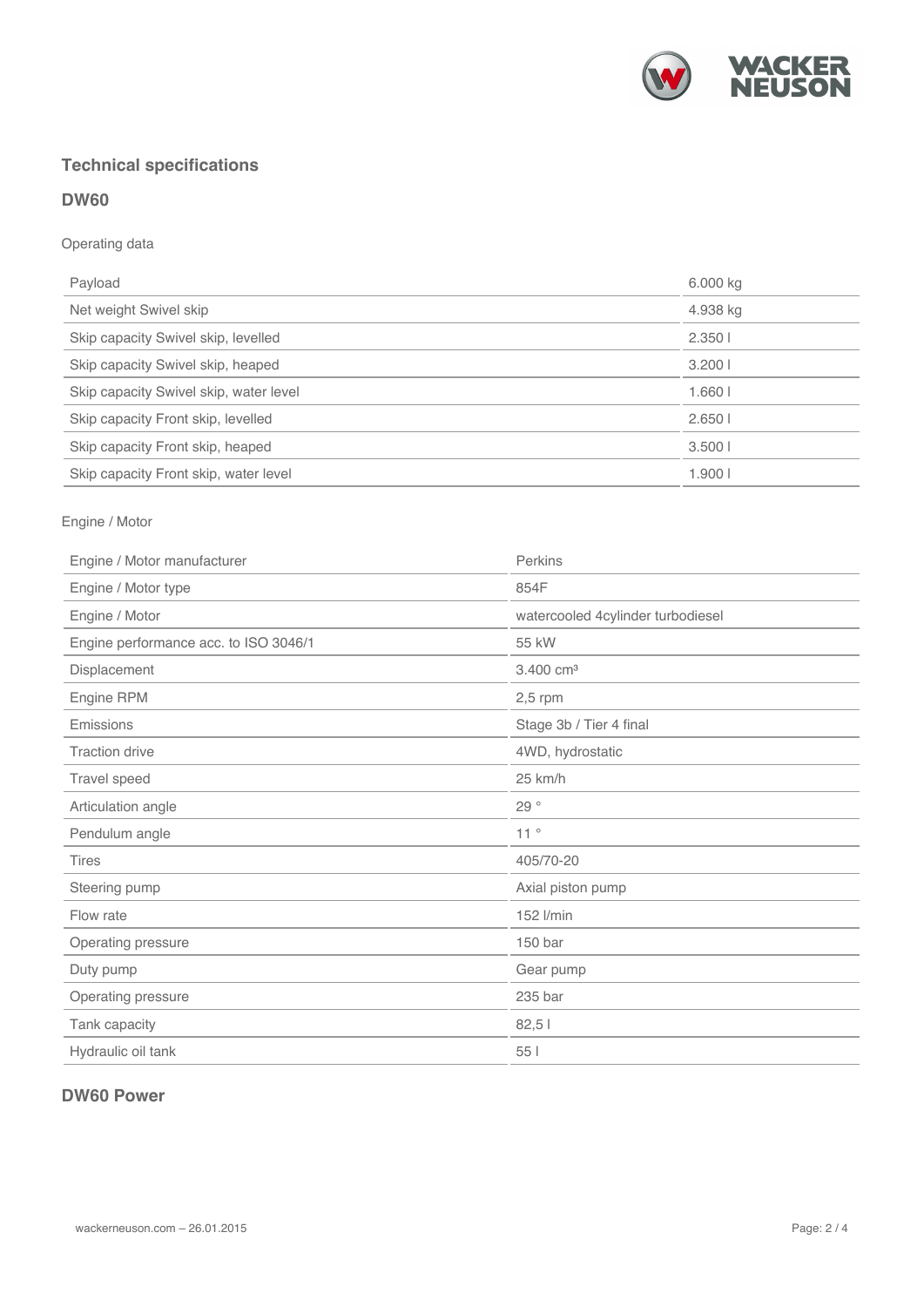## Technical specifications

### DW60

Operating data

| Payload | 6.000 kg |
|---|---|
| Net weight Swivel skip | 4.938 kg |
| Skip capacity Swivel skip, levelled | 2.350 l |
| Skip capacity Swivel skip, heaped | 3.200 l |
| Skip capacity Swivel skip, water level | 1.660 l |
| Skip capacity Front skip, levelled | 2.650 l |
| Skip capacity Front skip, heaped | 3.500 l |
| Skip capacity Front skip, water level | 1.900 l |

Engine / Motor

| Engine / Motor manufacturer | Perkins |
|---|---|
| Engine / Motor type | 854F |
| Engine / Motor | watercooled 4cylinder turbodiesel |
| Engine performance acc. to ISO 3046/1 | 55 kW |
| Displacement | 3.400 cm³ |
| Engine RPM | 2,5 rpm |
| Emissions | Stage 3b / Tier 4 final |
| Traction drive | 4WD, hydrostatic |
| Travel speed | 25 km/h |
| Articulation angle | 29 ° |
| Pendulum angle | 11 ° |
| Tires | 405/70-20 |
| Steering pump | Axial piston pump |
| Flow rate | 152 l/min |
| Operating pressure | 150 bar |
| Duty pump | Gear pump |
| Operating pressure | 235 bar |
| Tank capacity | 82,5 l |
| Hydraulic oil tank | 55 l |

### DW60 Power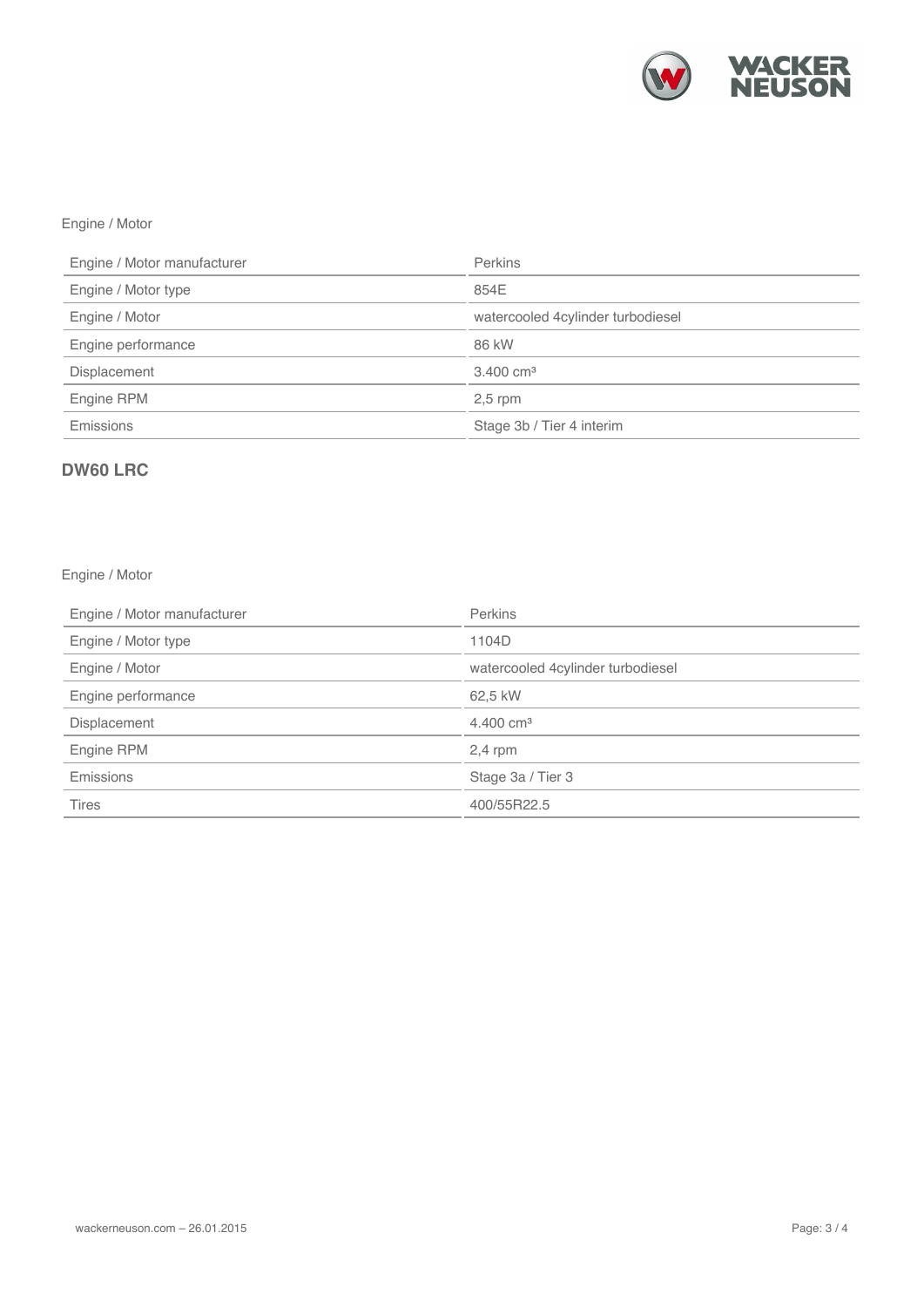Engine / Motor

| Engine / Motor manufacturer | Perkins |
| --- | --- |
| Engine / Motor type | 854E |
| Engine / Motor | watercooled 4cylinder turbodiesel |
| Engine performance | 86 kW |
| Displacement | 3.400 cm³ |
| Engine RPM | 2,5 rpm |
| Emissions | Stage 3b / Tier 4 interim |

## DW60 LRC

Engine / Motor

| Engine / Motor manufacturer | Perkins |
| --- | --- |
| Engine / Motor type | 1104D |
| Engine / Motor | watercooled 4cylinder turbodiesel |
| Engine performance | 62,5 kW |
| Displacement | 4.400 cm³ |
| Engine RPM | 2,4 rpm |
| Emissions | Stage 3a / Tier 3 |
| Tires | 400/55R22.5 |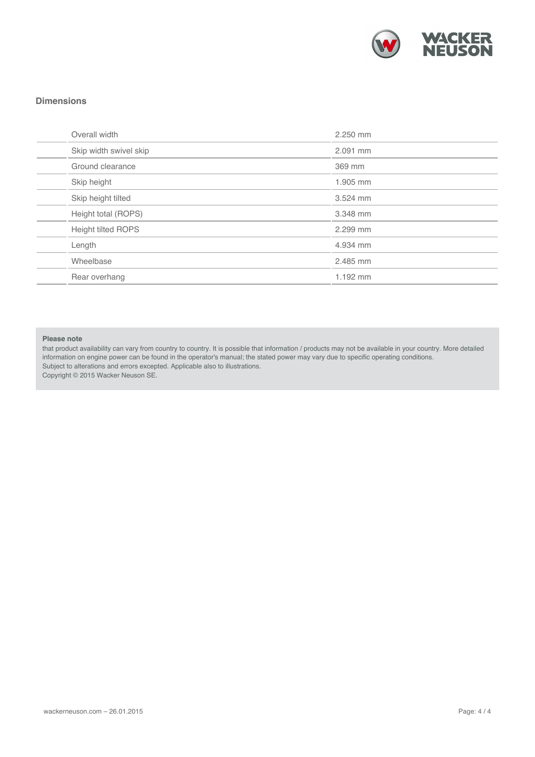## Dimensions

| | |
|---|---|
| Overall width | 2.250 mm |
| Skip width swivel skip | 2.091 mm |
| Ground clearance | 369 mm |
| Skip height | 1.905 mm |
| Skip height tilted | 3.524 mm |
| Height total (ROPS) | 3.348 mm |
| Height tilted ROPS | 2.299 mm |
| Length | 4.934 mm |
| Wheelbase | 2.485 mm |
| Rear overhang | 1.192 mm |

**Please note**

that product availability can vary from country to country. It is possible that information / products may not be available in your country. More detailed information on engine power can be found in the operator's manual; the stated power may vary due to specific operating conditions.
Subject to alterations and errors excepted. Applicable also to illustrations.
Copyright © 2015 Wacker Neuson SE.

wackerneuson.com – 26.01.2015